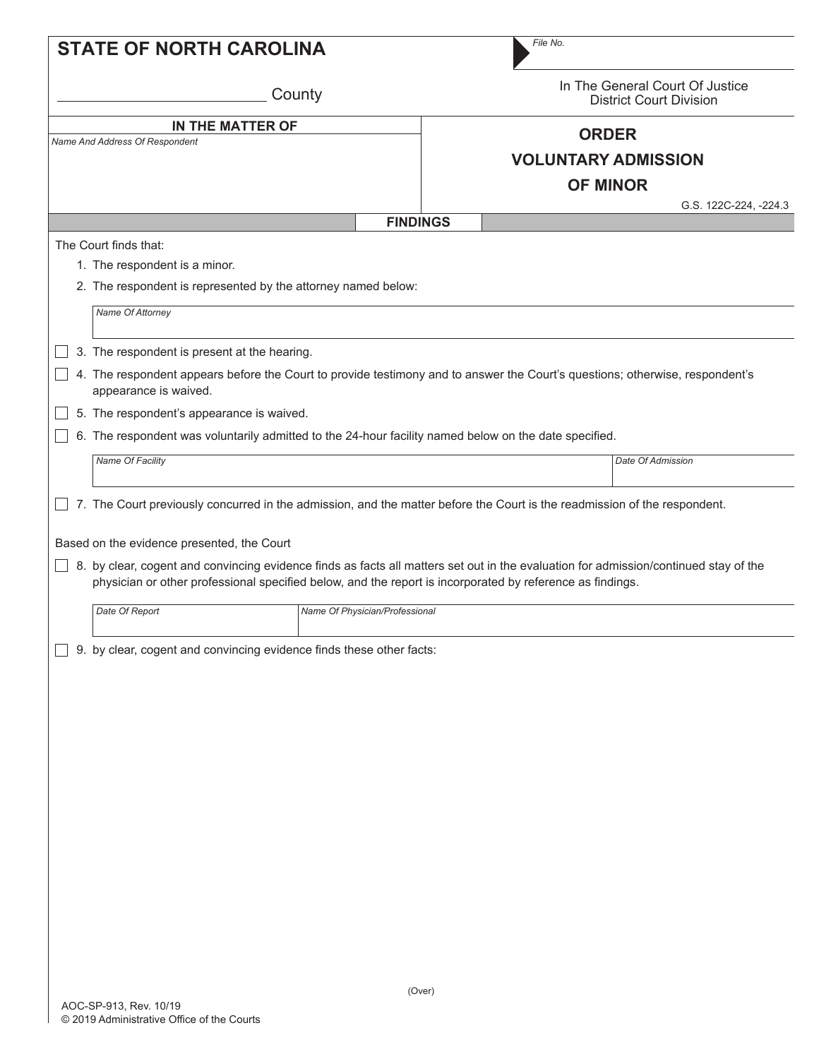**STATE OF NORTH CAROLINA**

_________________________ County

File No.

In The General Court Of Justice
District Court Division

**IN THE MATTER OF**

*Name And Address Of Respondent*

## ORDER VOLUNTARY ADMISSION OF MINOR

G.S. 122C-224, -224.3

### FINDINGS

The Court finds that:

1. The respondent is a minor.
2. The respondent is represented by the attorney named below:

| *Name Of Attorney* |
|---|
| |

☐ 3. The respondent is present at the hearing.

☐ 4. The respondent appears before the Court to provide testimony and to answer the Court's questions; otherwise, respondent's appearance is waived.

☐ 5. The respondent's appearance is waived.

☐ 6. The respondent was voluntarily admitted to the 24-hour facility named below on the date specified.

| *Name Of Facility* | *Date Of Admission* |
|---|---|
| | |

☐ 7. The Court previously concurred in the admission, and the matter before the Court is the readmission of the respondent.

Based on the evidence presented, the Court

☐ 8. by clear, cogent and convincing evidence finds as facts all matters set out in the evaluation for admission/continued stay of the physician or other professional specified below, and the report is incorporated by reference as findings.

| *Date Of Report* | *Name Of Physician/Professional* |
|---|---|
| | |

☐ 9. by clear, cogent and convincing evidence finds these other facts:

(Over)

AOC-SP-913, Rev. 10/19
© 2019 Administrative Office of the Courts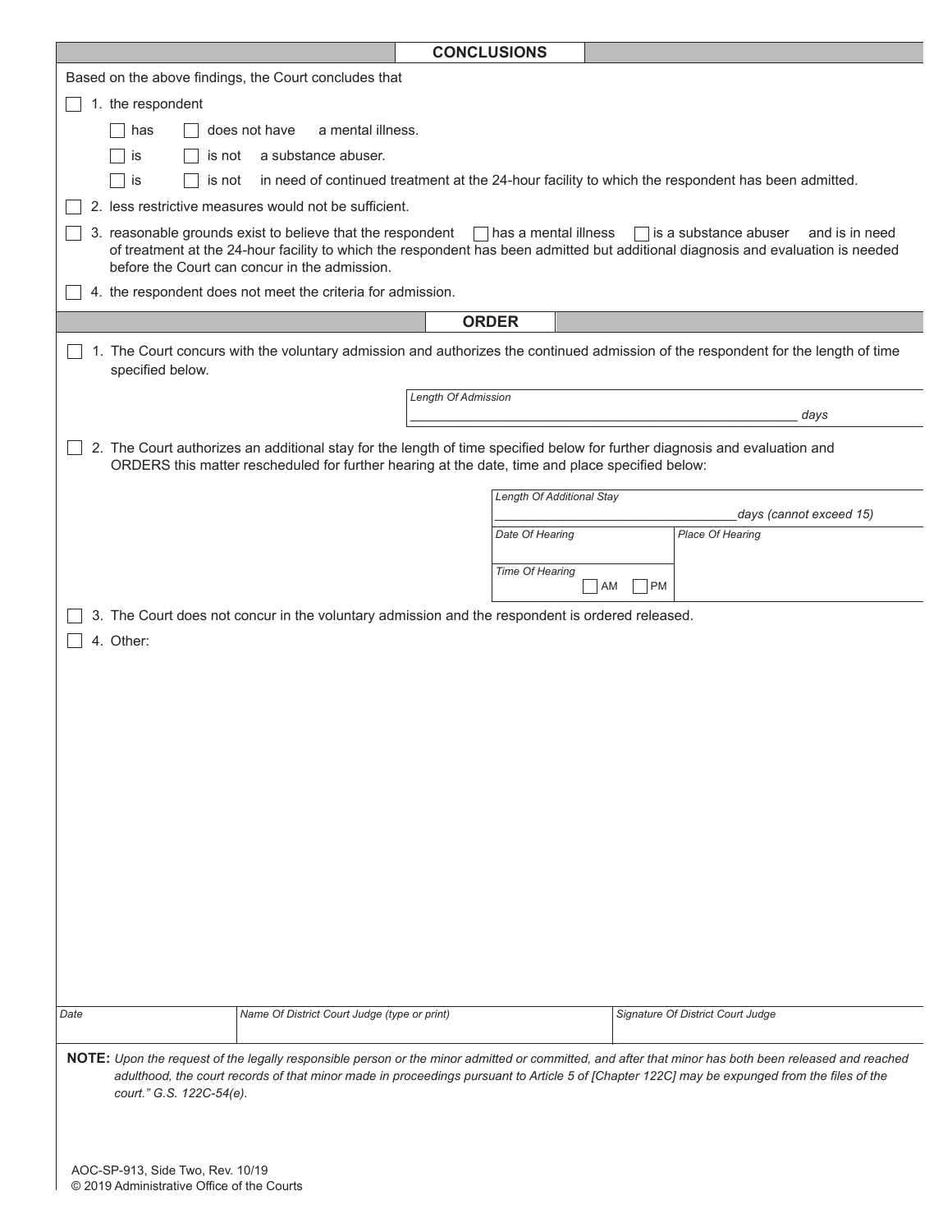## CONCLUSIONS

Based on the above findings, the Court concludes that

☐ 1. the respondent

☐ has ☐ does not have a mental illness.

☐ is ☐ is not a substance abuser.

☐ is ☐ is not in need of continued treatment at the 24-hour facility to which the respondent has been admitted.

☐ 2. less restrictive measures would not be sufficient.

☐ 3. reasonable grounds exist to believe that the respondent ☐ has a mental illness ☐ is a substance abuser and is in need of treatment at the 24-hour facility to which the respondent has been admitted but additional diagnosis and evaluation is needed before the Court can concur in the admission.

☐ 4. the respondent does not meet the criteria for admission.

## ORDER

☐ 1. The Court concurs with the voluntary admission and authorizes the continued admission of the respondent for the length of time specified below.

*Length Of Admission*
_______________ days

☐ 2. The Court authorizes an additional stay for the length of time specified below for further diagnosis and evaluation and ORDERS this matter rescheduled for further hearing at the date, time and place specified below:

| | |
|---|---|
| *Length Of Additional Stay* _______________ *days (cannot exceed 15)* | |
| *Date Of Hearing* | *Place Of Hearing* |
| *Time Of Hearing* ☐ AM ☐ PM | |

☐ 3. The Court does not concur in the voluntary admission and the respondent is ordered released.

☐ 4. Other:

| *Date* | *Name Of District Court Judge (type or print)* | *Signature Of District Court Judge* |
|---|---|---|
| | | |

**NOTE:** *Upon the request of the legally responsible person or the minor admitted or committed, and after that minor has both been released and reached adulthood, the court records of that minor made in proceedings pursuant to Article 5 of [Chapter 122C] may be expunged from the files of the court." G.S. 122C-54(e).*

AOC-SP-913, Side Two, Rev. 10/19
© 2019 Administrative Office of the Courts